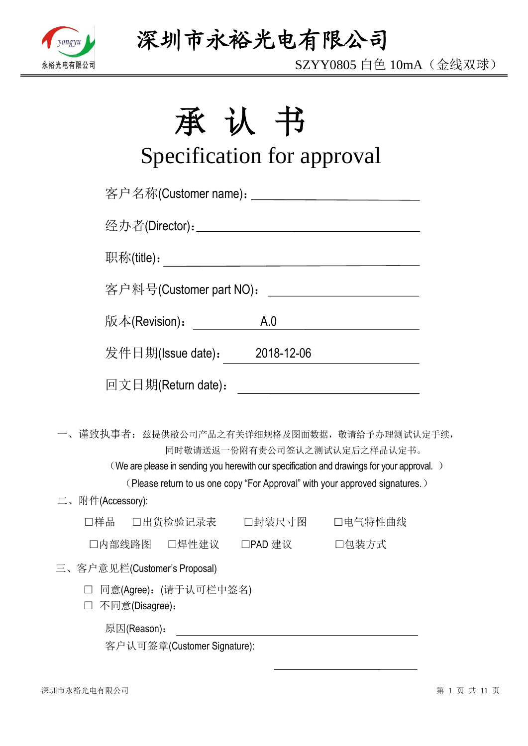# 深圳市永裕光电有限公司

SZYY0805 白色 10mA（金线双球）

# 承 认 书

## Specification for approval

客户名称(Customer name)：______________________

经办者(Director)：______________________

职称(title)：______________________

客户料号(Customer part NO)：______________________

版本(Revision)： A.0

发件日期(Issue date)： 2018-12-06

回文日期(Return date)：______________________

一、谨致执事者：兹提供敝公司产品之有关详细规格及图面数据，敬请给予办理测试认定手续，同时敬请送返一份附有贵公司签认之测试认定后之样品认定书。

（We are please in sending you herewith our specification and drawings for your approval. ）

（Please return to us one copy "For Approval" with your approved signatures.）

二、附件(Accessory):

☐样品 ☐出货检验记录表 ☐封装尺寸图 ☐电气特性曲线

☐内部线路图 ☐焊性建议 ☐PAD 建议 ☐包装方式

三、客户意见栏(Customer's Proposal)

☐ 同意(Agree)：(请于认可栏中签名)

☐ 不同意(Disagree)：

原因(Reason)：______________________

客户认可签章(Customer Signature):

______________________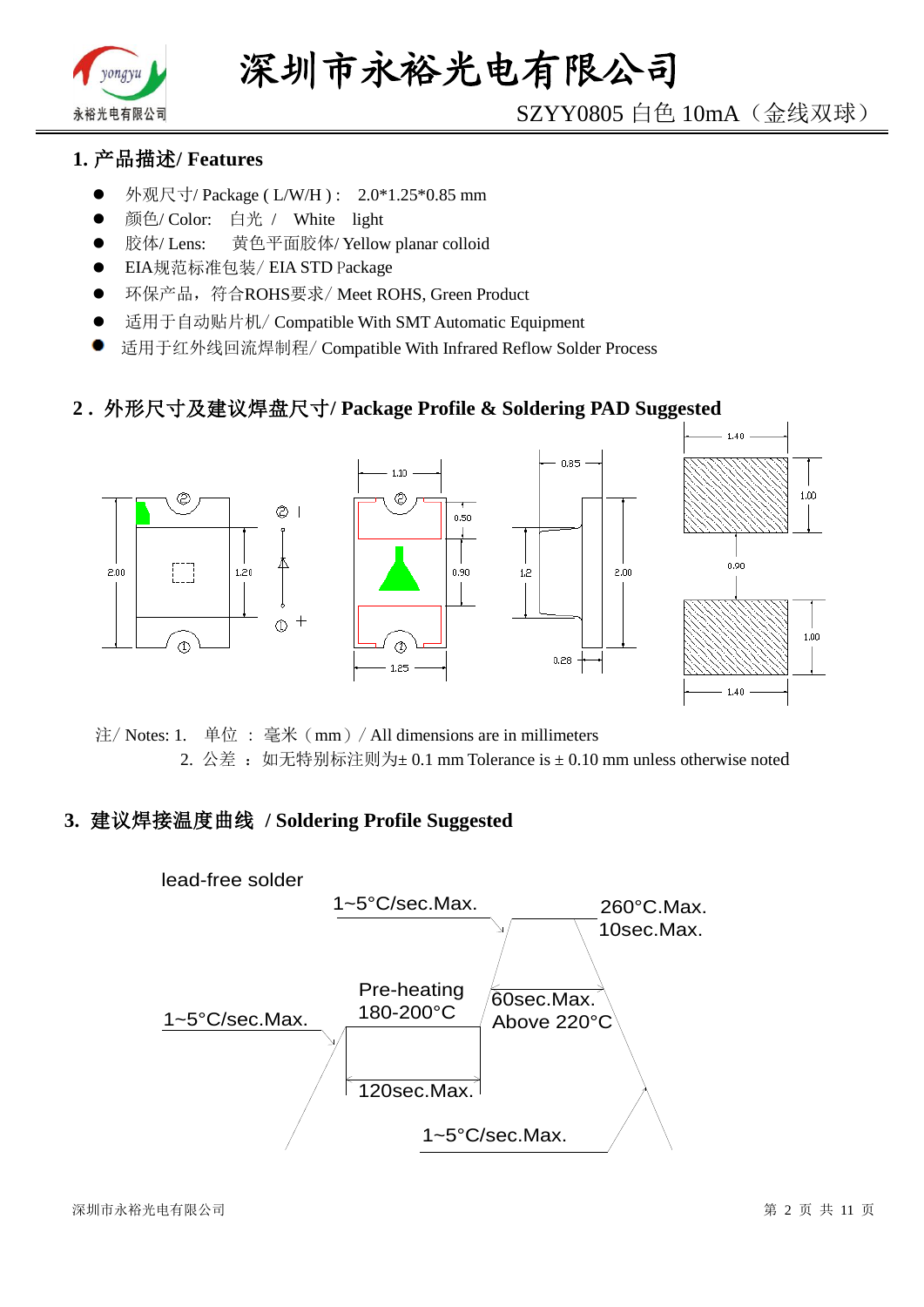## 1. 产品描述/ Features

- 外观尺寸/ Package ( L/W/H ) : 2.0*1.25*0.85 mm
- 颜色/ Color: 白光 / White light
- 胶体/ Lens: 黄色平面胶体/ Yellow planar colloid
- EIA规范标准包装/ EIA STD Package
- 环保产品，符合ROHS要求/ Meet ROHS, Green Product
- 适用于自动贴片机/ Compatible With SMT Automatic Equipment
- 适用于红外线回流焊制程/ Compatible With Infrared Reflow Solder Process

## 2 . 外形尺寸及建议焊盘尺寸/ Package Profile & Soldering PAD Suggested

注/ Notes: 1. 单位 ： 毫米（mm）/ All dimensions are in millimeters

2. 公差 ： 如无特别标注则为± 0.1 mm Tolerance is ± 0.10 mm unless otherwise noted

## 3. 建议焊接温度曲线 / Soldering Profile Suggested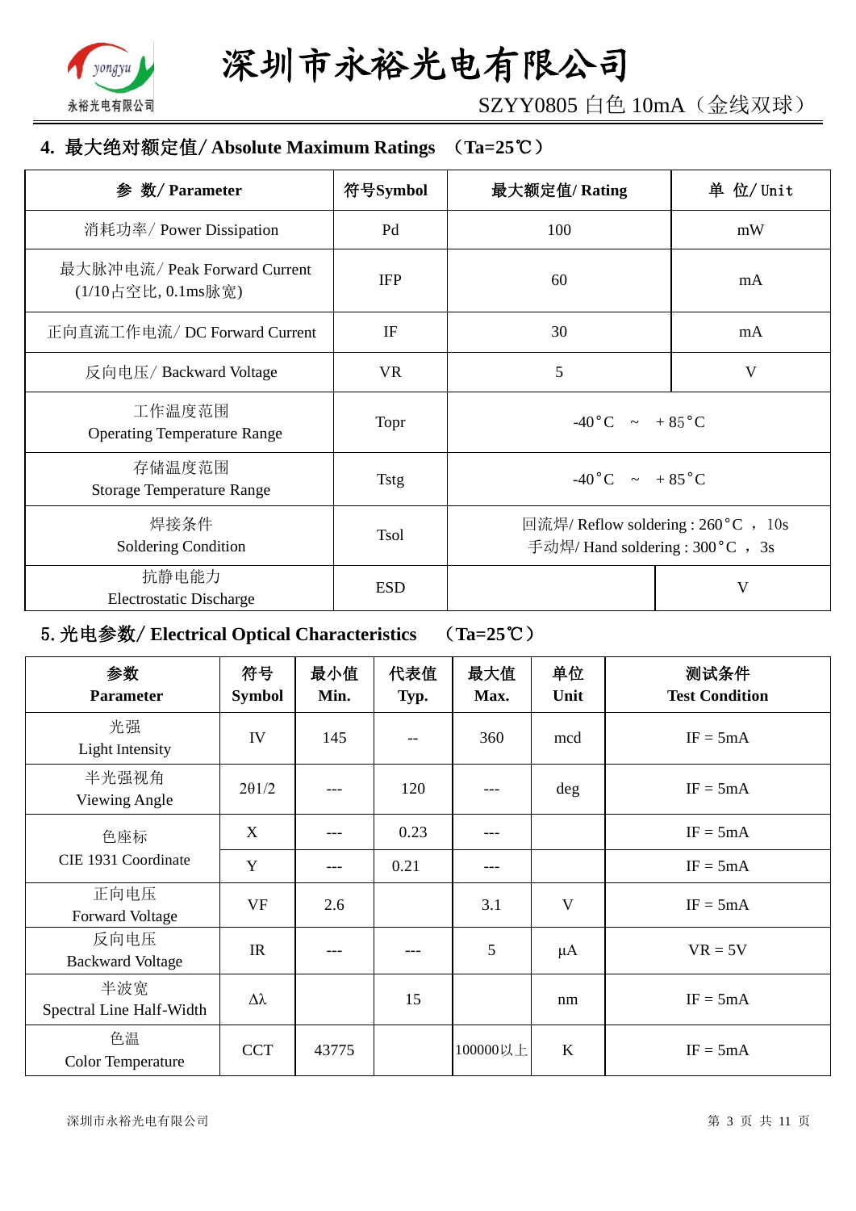## 4. 最大绝对额定值/ Absolute Maximum Ratings （Ta=25℃）

| 参 数/ Parameter | 符号Symbol | 最大额定值/ Rating | 单 位/ Unit |
|---|---|---|---|
| 消耗功率/ Power Dissipation | Pd | 100 | mW |
| 最大脉冲电流/ Peak Forward Current (1/10占空比, 0.1ms脉宽) | IFP | 60 | mA |
| 正向直流工作电流/ DC Forward Current | IF | 30 | mA |
| 反向电压/ Backward Voltage | VR | 5 | V |
| 工作温度范围 Operating Temperature Range | Topr | -40°C ~ +85°C | |
| 存储温度范围 Storage Temperature Range | Tstg | -40°C ~ +85°C | |
| 焊接条件 Soldering Condition | Tsol | 回流焊/ Reflow soldering : 260°C ， 10s<br>手动焊/ Hand soldering : 300°C ， 3s | |
| 抗静电能力 Electrostatic Discharge | ESD | | V |

## 5. 光电参数/ Electrical Optical Characteristics （Ta=25℃）

| 参数 Parameter | 符号 Symbol | 最小值 Min. | 代表值 Typ. | 最大值 Max. | 单位 Unit | 测试条件 Test Condition |
|---|---|---|---|---|---|---|
| 光强 Light Intensity | IV | 145 | -- | 360 | mcd | IF = 5mA |
| 半光强视角 Viewing Angle | 2θ1/2 | --- | 120 | --- | deg | IF = 5mA |
| 色座标 CIE 1931 Coordinate | X | --- | 0.23 | --- | | IF = 5mA |
| | Y | --- | 0.21 | --- | | IF = 5mA |
| 正向电压 Forward Voltage | VF | 2.6 | | 3.1 | V | IF = 5mA |
| 反向电压 Backward Voltage | IR | --- | --- | 5 | μA | VR = 5V |
| 半波宽 Spectral Line Half-Width | Δλ | | 15 | | nm | IF = 5mA |
| 色温 Color Temperature | CCT | 43775 | | 100000以上 | K | IF = 5mA |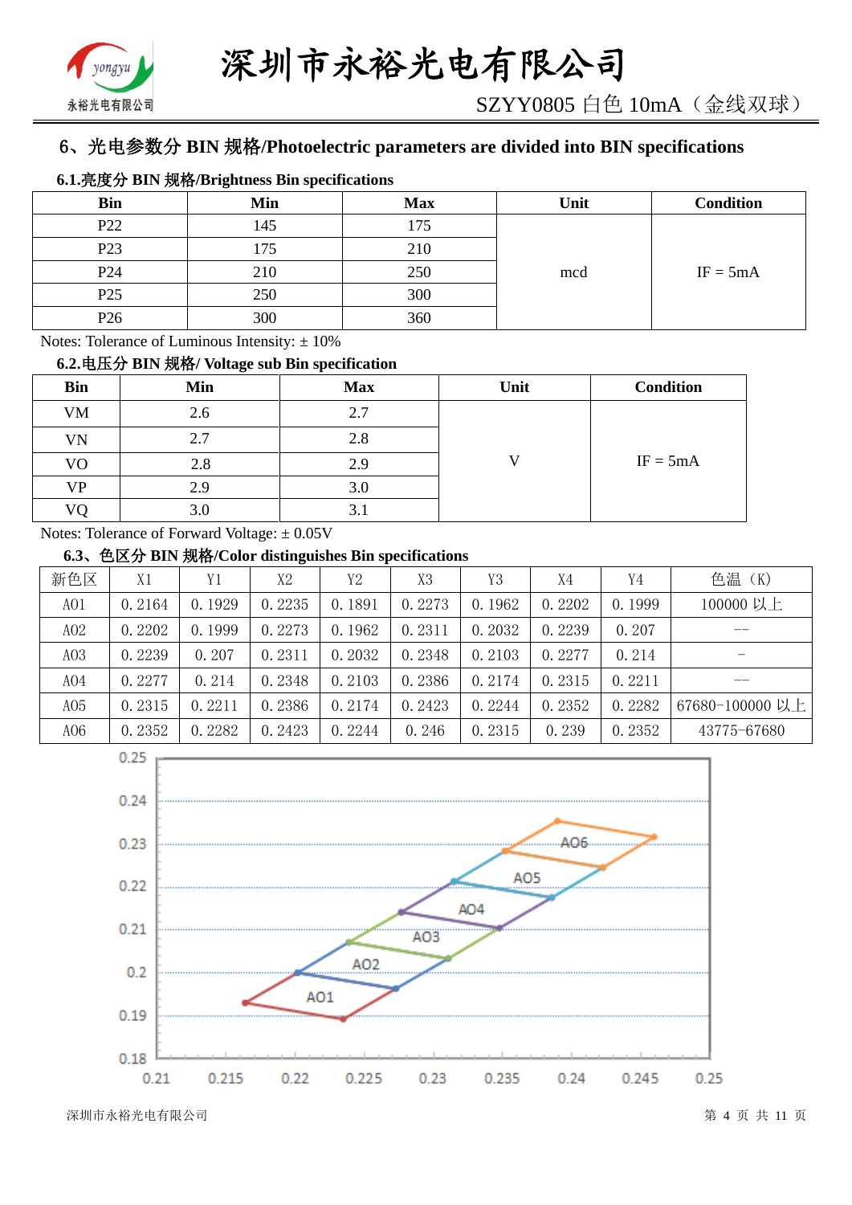## 6、光电参数分 BIN 规格/Photoelectric parameters are divided into BIN specifications

### 6.1.亮度分 BIN 规格/Brightness Bin specifications

| Bin | Min | Max | Unit | Condition |
|---|---|---|---|---|
| P22 | 145 | 175 | mcd | IF = 5mA |
| P23 | 175 | 210 | | |
| P24 | 210 | 250 | | |
| P25 | 250 | 300 | | |
| P26 | 300 | 360 | | |

Notes: Tolerance of Luminous Intensity: ± 10%

### 6.2.电压分 BIN 规格/ Voltage sub Bin specification

| Bin | Min | Max | Unit | Condition |
|---|---|---|---|---|
| VM | 2.6 | 2.7 | V | IF = 5mA |
| VN | 2.7 | 2.8 | | |
| VO | 2.8 | 2.9 | | |
| VP | 2.9 | 3.0 | | |
| VQ | 3.0 | 3.1 | | |

Notes: Tolerance of Forward Voltage: ± 0.05V

### 6.3、色区分 BIN 规格/Color distinguishes Bin specifications

| 新色区 | X1 | Y1 | X2 | Y2 | X3 | Y3 | X4 | Y4 | 色温（K） |
|---|---|---|---|---|---|---|---|---|---|
| A01 | 0.2164 | 0.1929 | 0.2235 | 0.1891 | 0.2273 | 0.1962 | 0.2202 | 0.1999 | 100000 以上 |
| A02 | 0.2202 | 0.1999 | 0.2273 | 0.1962 | 0.2311 | 0.2032 | 0.2239 | 0.207 | -- |
| A03 | 0.2239 | 0.207 | 0.2311 | 0.2032 | 0.2348 | 0.2103 | 0.2277 | 0.214 | - |
| A04 | 0.2277 | 0.214 | 0.2348 | 0.2103 | 0.2386 | 0.2174 | 0.2315 | 0.2211 | -- |
| A05 | 0.2315 | 0.2211 | 0.2386 | 0.2174 | 0.2423 | 0.2244 | 0.2352 | 0.2282 | 67680-100000 以上 |
| A06 | 0.2352 | 0.2282 | 0.2423 | 0.2244 | 0.246 | 0.2315 | 0.239 | 0.2352 | 43775-67680 |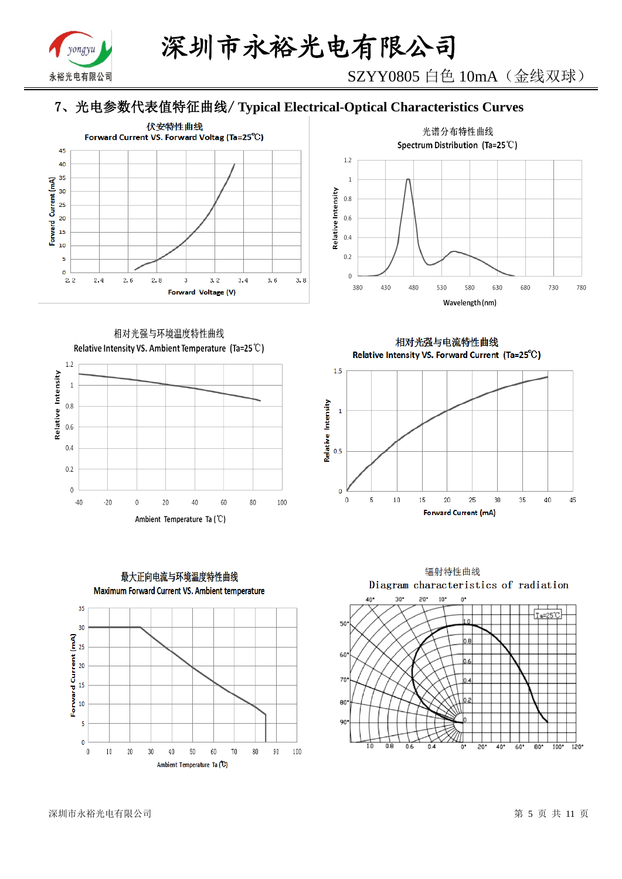## 7、光电参数代表值特征曲线/ Typical Electrical-Optical Characteristics Curves

伏安特性曲线

Forward Current VS. Forward Voltag (Ta=25℃)

光谱分布特性曲线

Spectrum Distribution (Ta=25℃)

相对光强与环境温度特性曲线

Relative Intensity VS. Ambient Temperature (Ta=25℃)

相对光强与电流特性曲线

Relative Intensity VS. Forward Current (Ta=25℃)

最大正向电流与环境温度特性曲线

Maximum Forward Current VS. Ambient temperature

辐射特性曲线

Diagram characteristics of radiation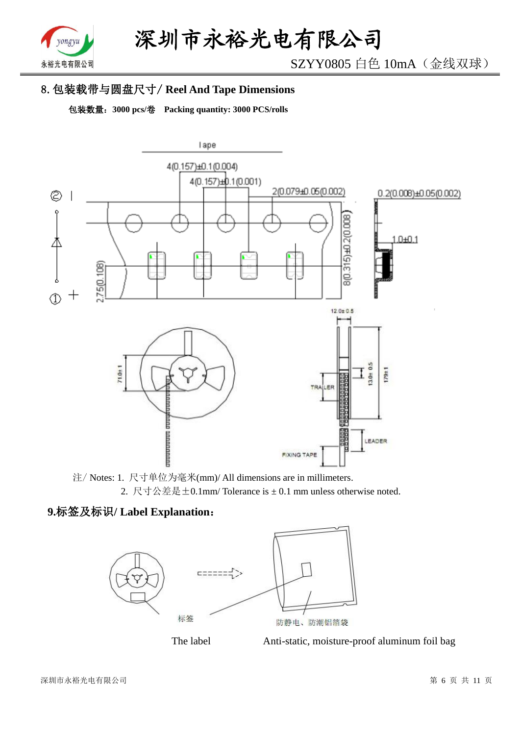## 8. 包装载带与圆盘尺寸/ Reel And Tape Dimensions

**包装数量：3000 pcs/卷　Packing quantity: 3000 PCS/rolls**

注/ Notes: 1. 尺寸单位为毫米(mm)/ All dimensions are in millimeters.

2. 尺寸公差是±0.1mm/ Tolerance is ± 0.1 mm unless otherwise noted.

## 9.标签及标识/ Label Explanation：

The label　　Anti-static, moisture-proof aluminum foil bag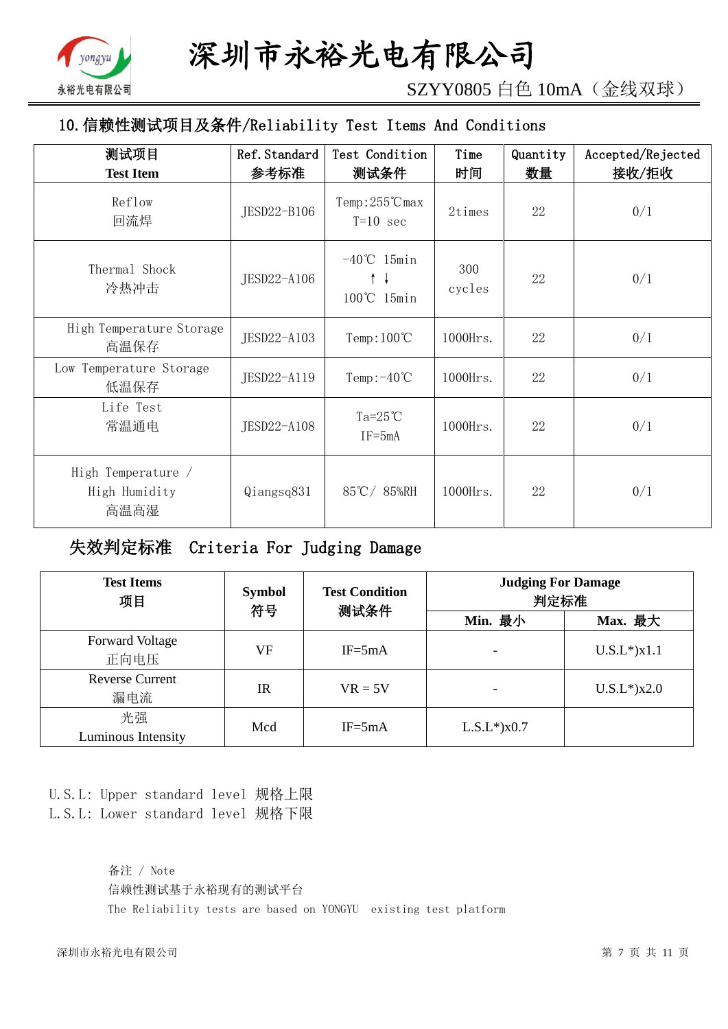## 10. 信赖性测试项目及条件/Reliability Test Items And Conditions

| 测试项目<br>Test Item | Ref. Standard<br>参考标准 | Test Condition<br>测试条件 | Time<br>时间 | Quantity<br>数量 | Accepted/Rejected<br>接收/拒收 |
|---|---|---|---|---|---|
| Reflow<br>回流焊 | JESD22-B106 | Temp:255℃max<br>T=10 sec | 2times | 22 | 0/1 |
| Thermal Shock<br>冷热冲击 | JESD22-A106 | -40℃ 15min<br>↑ ↓<br>100℃ 15min | 300<br>cycles | 22 | 0/1 |
| High Temperature Storage<br>高温保存 | JESD22-A103 | Temp:100℃ | 1000Hrs. | 22 | 0/1 |
| Low Temperature Storage<br>低温保存 | JESD22-A119 | Temp:-40℃ | 1000Hrs. | 22 | 0/1 |
| Life Test<br>常温通电 | JESD22-A108 | Ta=25℃<br>IF=5mA | 1000Hrs. | 22 | 0/1 |
| High Temperature /<br>High Humidity<br>高温高湿 | Qiangsq831 | 85℃/ 85%RH | 1000Hrs. | 22 | 0/1 |

## 失效判定标准 Criteria For Judging Damage

| Test Items<br>项目 | Symbol<br>符号 | Test Condition<br>测试条件 | Judging For Damage<br>判定标准 | |
|---|---|---|---|---|
| | | | Min. 最小 | Max. 最大 |
| Forward Voltage<br>正向电压 | VF | IF=5mA | - | U.S.L*)x1.1 |
| Reverse Current<br>漏电流 | IR | VR = 5V | - | U.S.L*)x2.0 |
| 光强<br>Luminous Intensity | Mcd | IF=5mA | L.S.L*)x0.7 | |

U.S.L: Upper standard level 规格上限
L.S.L: Lower standard level 规格下限

备注 / Note
信赖性测试基于永裕现有的测试平台
The Reliability tests are based on YONGYU existing test platform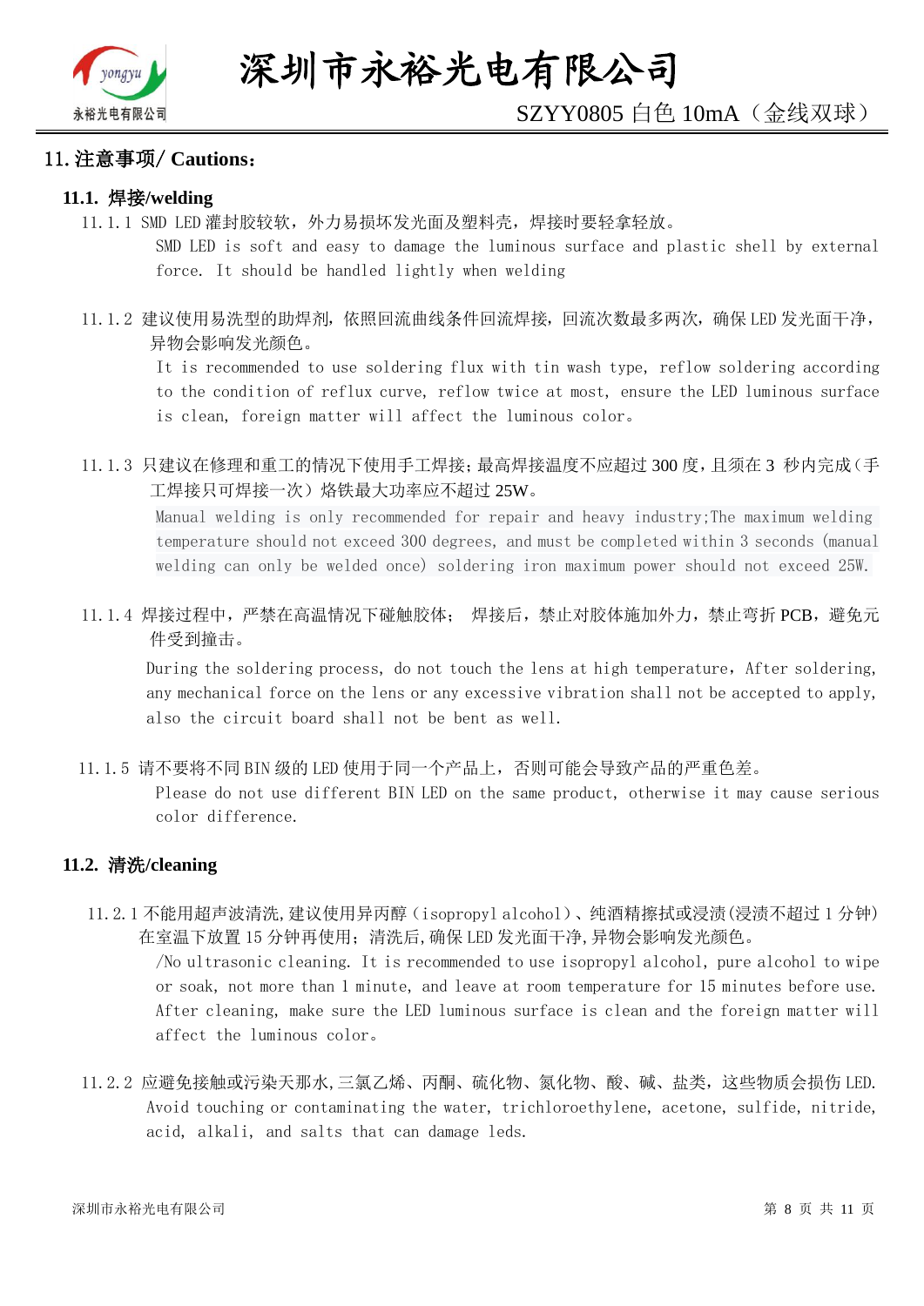## 11. 注意事项/ Cautions：

### 11.1. 焊接/welding

11.1.1 SMD LED 灌封胶较软，外力易损坏发光面及塑料壳，焊接时要轻拿轻放。

SMD LED is soft and easy to damage the luminous surface and plastic shell by external force. It should be handled lightly when welding

11.1.2 建议使用易洗型的助焊剂，依照回流曲线条件回流焊接，回流次数最多两次，确保 LED 发光面干净，异物会影响发光颜色。

It is recommended to use soldering flux with tin wash type, reflow soldering according to the condition of reflux curve, reflow twice at most, ensure the LED luminous surface is clean, foreign matter will affect the luminous color。

11.1.3 只建议在修理和重工的情况下使用手工焊接；最高焊接温度不应超过 300 度，且须在 3 秒内完成（手工焊接只可焊接一次）烙铁最大功率应不超过 25W。

Manual welding is only recommended for repair and heavy industry;The maximum welding temperature should not exceed 300 degrees, and must be completed within 3 seconds (manual welding can only be welded once) soldering iron maximum power should not exceed 25W.

11.1.4 焊接过程中，严禁在高温情况下碰触胶体； 焊接后，禁止对胶体施加外力，禁止弯折 PCB，避免元件受到撞击。

During the soldering process, do not touch the lens at high temperature, After soldering, any mechanical force on the lens or any excessive vibration shall not be accepted to apply, also the circuit board shall not be bent as well.

11.1.5 请不要将不同 BIN 级的 LED 使用于同一个产品上，否则可能会导致产品的严重色差。

Please do not use different BIN LED on the same product, otherwise it may cause serious color difference.

### 11.2. 清洗/cleaning

11.2.1 不能用超声波清洗,建议使用异丙醇（isopropyl alcohol）、纯酒精擦拭或浸渍(浸渍不超过 1 分钟)在室温下放置 15 分钟再使用；清洗后,确保 LED 发光面干净,异物会影响发光颜色。

/No ultrasonic cleaning. It is recommended to use isopropyl alcohol, pure alcohol to wipe or soak, not more than 1 minute, and leave at room temperature for 15 minutes before use. After cleaning, make sure the LED luminous surface is clean and the foreign matter will affect the luminous color。

11.2.2 应避免接触或污染天那水,三氯乙烯、丙酮、硫化物、氮化物、酸、碱、盐类，这些物质会损伤 LED.

Avoid touching or contaminating the water, trichloroethylene, acetone, sulfide, nitride, acid, alkali, and salts that can damage leds.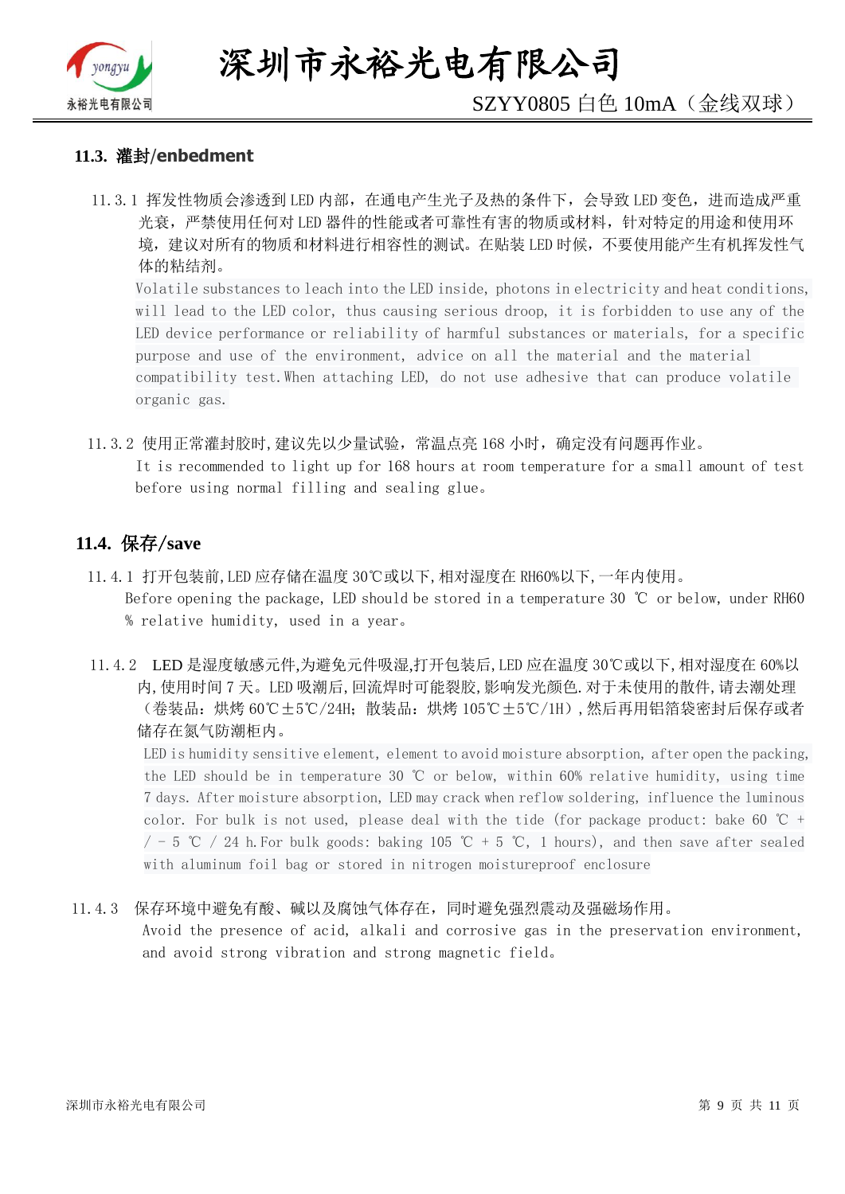### 11.3. 灌封/enbedment

11.3.1 挥发性物质会渗透到 LED 内部，在通电产生光子及热的条件下，会导致 LED 变色，进而造成严重光衰，严禁使用任何对 LED 器件的性能或者可靠性有害的物质或材料，针对特定的用途和使用环境，建议对所有的物质和材料进行相容性的测试。在贴装 LED 时候，不要使用能产生有机挥发性气体的粘结剂。

Volatile substances to leach into the LED inside, photons in electricity and heat conditions, will lead to the LED color, thus causing serious droop, it is forbidden to use any of the LED device performance or reliability of harmful substances or materials, for a specific purpose and use of the environment, advice on all the material and the material compatibility test.When attaching LED, do not use adhesive that can produce volatile organic gas.

11.3.2 使用正常灌封胶时,建议先以少量试验，常温点亮 168 小时，确定没有问题再作业。

It is recommended to light up for 168 hours at room temperature for a small amount of test before using normal filling and sealing glue。

### 11.4. 保存/save

11.4.1 打开包装前,LED 应存储在温度 30℃或以下,相对湿度在 RH60%以下,一年内使用。

Before opening the package, LED should be stored in a temperature 30 ℃ or below, under RH60 % relative humidity, used in a year。

11.4.2 LED 是湿度敏感元件,为避免元件吸湿,打开包装后,LED 应在温度 30℃或以下,相对湿度在 60%以内,使用时间 7 天。LED 吸潮后,回流焊时可能裂胶,影响发光颜色.对于未使用的散件,请去潮处理（卷装品：烘烤 60℃±5℃/24H；散装品：烘烤 105℃±5℃/1H）,然后再用铝箔袋密封后保存或者储存在氮气防潮柜内。

LED is humidity sensitive element, element to avoid moisture absorption, after open the packing, the LED should be in temperature 30 ℃ or below, within 60% relative humidity, using time 7 days. After moisture absorption, LED may crack when reflow soldering, influence the luminous color. For bulk is not used, please deal with the tide (for package product: bake 60 ℃ + / - 5 ℃ / 24 h.For bulk goods: baking 105 ℃ + 5 ℃, 1 hours), and then save after sealed with aluminum foil bag or stored in nitrogen moistureproof enclosure

11.4.3 保存环境中避免有酸、碱以及腐蚀气体存在，同时避免强烈震动及强磁场作用。

Avoid the presence of acid, alkali and corrosive gas in the preservation environment, and avoid strong vibration and strong magnetic field。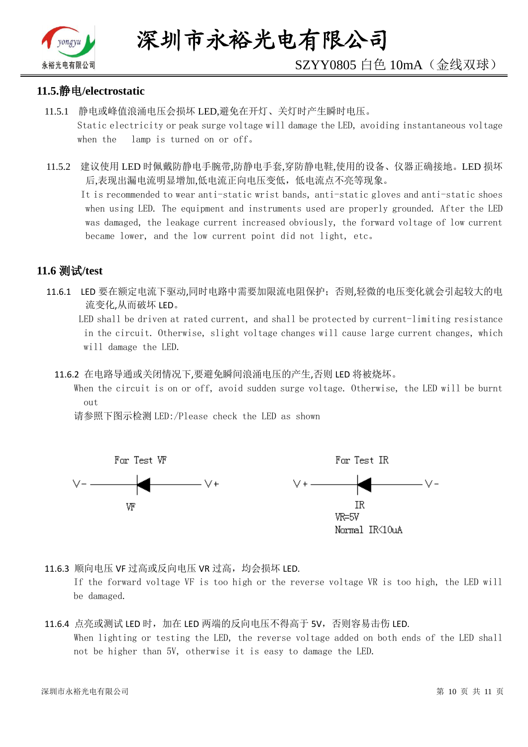## 11.5.静电/electrostatic

11.5.1 静电或峰值浪涌电压会损坏 LED,避免在开灯、关灯时产生瞬时电压。
Static electricity or peak surge voltage will damage the LED, avoiding instantaneous voltage when the lamp is turned on or off。

11.5.2 建议使用 LED 时佩戴防静电手腕带,防静电手套,穿防静电鞋,使用的设备、仪器正确接地。LED 损坏后,表现出漏电流明显增加,低电流正向电压变低，低电流点不亮等现象。
It is recommended to wear anti-static wrist bands, anti-static gloves and anti-static shoes when using LED. The equipment and instruments used are properly grounded. After the LED was damaged, the leakage current increased obviously, the forward voltage of low current became lower, and the low current point did not light, etc。

## 11.6 测试/test

11.6.1 LED 要在额定电流下驱动,同时电路中需要加限流电阻保护；否则,轻微的电压变化就会引起较大的电流变化,从而破坏 LED。
LED shall be driven at rated current, and shall be protected by current-limiting resistance in the circuit. Otherwise, slight voltage changes will cause large current changes, which will damage the LED.

11.6.2 在电路导通或关闭情况下,要避免瞬间浪涌电压的产生,否则 LED 将被烧坏。
When the circuit is on or off, avoid sudden surge voltage. Otherwise, the LED will be burnt out

请参照下图示检测 LED:/Please check the LED as shown

For Test VF: V- ——▶|—— V+ ; VF

For Test IR: V+ ——|◀—— V- ; IR ; VR=5V ; Normal IR<10uA

11.6.3 顺向电压 VF 过高或反向电压 VR 过高，均会损坏 LED.
If the forward voltage VF is too high or the reverse voltage VR is too high, the LED will be damaged.

11.6.4 点亮或测试 LED 时，加在 LED 两端的反向电压不得高于 5V，否则容易击伤 LED.
When lighting or testing the LED, the reverse voltage added on both ends of the LED shall not be higher than 5V, otherwise it is easy to damage the LED.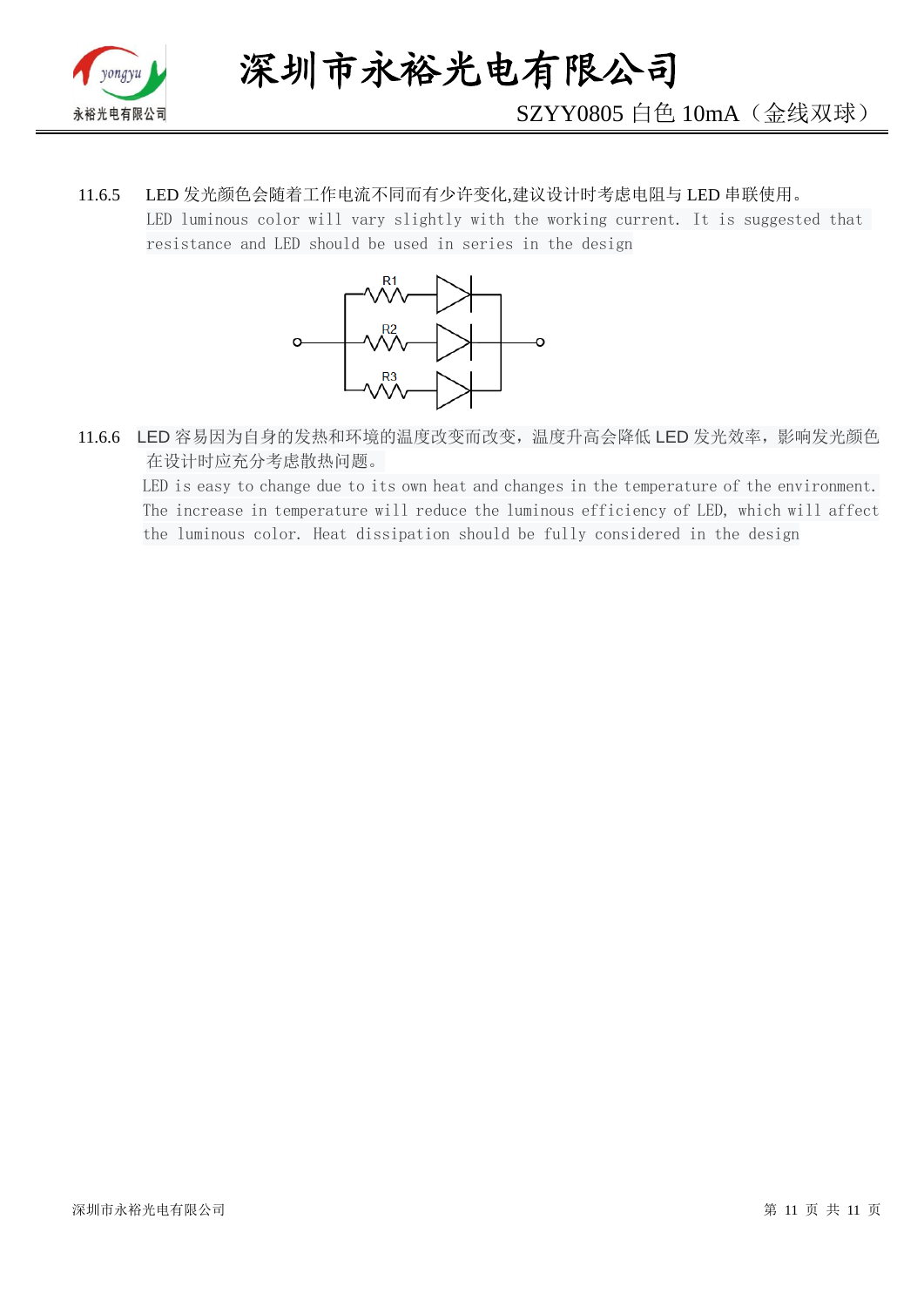11.6.5 LED 发光颜色会随着工作电流不同而有少许变化,建议设计时考虑电阻与 LED 串联使用。

LED luminous color will vary slightly with the working current. It is suggested that resistance and LED should be used in series in the design

R1

R2

R3

11.6.6 LED 容易因为自身的发热和环境的温度改变而改变，温度升高会降低 LED 发光效率，影响发光颜色在设计时应充分考虑散热问题。

LED is easy to change due to its own heat and changes in the temperature of the environment. The increase in temperature will reduce the luminous efficiency of LED, which will affect the luminous color. Heat dissipation should be fully considered in the design